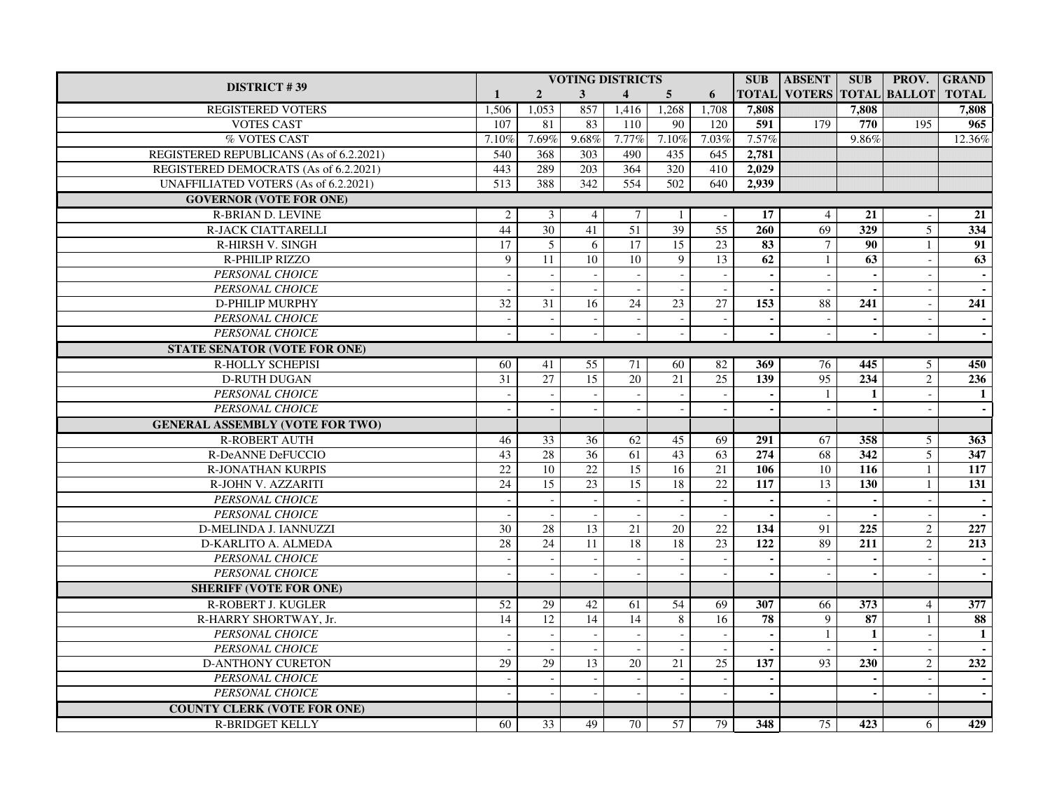| DISTRICT # 39 | VOTING DISTRICTS | | | | | | SUB | ABSENT | SUB | PROV. | GRAND |
|---|---|---|---|---|---|---|---|---|---|---|---|
| | 1 | 2 | 3 | 4 | 5 | 6 | TOTAL | VOTERS | TOTAL | BALLOT | TOTAL |
| REGISTERED VOTERS | 1,506 | 1,053 | 857 | 1,416 | 1,268 | 1,708 | **7,808** | | **7,808** | | **7,808** |
| VOTES CAST | 107 | 81 | 83 | 110 | 90 | 120 | **591** | 179 | **770** | 195 | **965** |
| % VOTES CAST | 7.10% | 7.69% | 9.68% | 7.77% | 7.10% | 7.03% | 7.57% | | 9.86% | | 12.36% |
| REGISTERED REPUBLICANS (As of 6.2.2021) | 540 | 368 | 303 | 490 | 435 | 645 | **2,781** | | | | |
| REGISTERED DEMOCRATS (As of 6.2.2021) | 443 | 289 | 203 | 364 | 320 | 410 | **2,029** | | | | |
| UNAFFILIATED VOTERS (As of 6.2.2021) | 513 | 388 | 342 | 554 | 502 | 640 | **2,939** | | | | |
| **GOVERNOR (VOTE FOR ONE)** | | | | | | | | | | | |
| R-BRIAN D. LEVINE | 2 | 3 | 4 | 7 | 1 | - | **17** | 4 | **21** | - | **21** |
| R-JACK CIATTARELLI | 44 | 30 | 41 | 51 | 39 | 55 | **260** | 69 | **329** | 5 | **334** |
| R-HIRSH V. SINGH | 17 | 5 | 6 | 17 | 15 | 23 | **83** | 7 | **90** | 1 | **91** |
| R-PHILIP RIZZO | 9 | 11 | 10 | 10 | 9 | 13 | **62** | 1 | **63** | - | **63** |
| *PERSONAL CHOICE* | - | - | - | - | - | - | **-** | - | **-** | - | **-** |
| *PERSONAL CHOICE* | - | - | - | - | - | - | **-** | - | **-** | - | **-** |
| D-PHILIP MURPHY | 32 | 31 | 16 | 24 | 23 | 27 | **153** | 88 | **241** | - | **241** |
| *PERSONAL CHOICE* | - | - | - | - | - | - | **-** | - | **-** | - | **-** |
| *PERSONAL CHOICE* | - | - | - | - | - | - | **-** | - | **-** | - | **-** |
| **STATE SENATOR (VOTE FOR ONE)** | | | | | | | | | | | |
| R-HOLLY SCHEPISI | 60 | 41 | 55 | 71 | 60 | 82 | **369** | 76 | **445** | 5 | **450** |
| D-RUTH DUGAN | 31 | 27 | 15 | 20 | 21 | 25 | **139** | 95 | **234** | 2 | **236** |
| *PERSONAL CHOICE* | - | - | - | - | - | - | **-** | 1 | **1** | - | **1** |
| *PERSONAL CHOICE* | - | - | - | - | - | - | **-** | - | **-** | - | **-** |
| **GENERAL ASSEMBLY (VOTE FOR TWO)** | | | | | | | | | | | |
| R-ROBERT AUTH | 46 | 33 | 36 | 62 | 45 | 69 | **291** | 67 | **358** | 5 | **363** |
| R-DeANNE DeFUCCIO | 43 | 28 | 36 | 61 | 43 | 63 | **274** | 68 | **342** | 5 | **347** |
| R-JONATHAN KURPIS | 22 | 10 | 22 | 15 | 16 | 21 | **106** | 10 | **116** | 1 | **117** |
| R-JOHN V. AZZARITI | 24 | 15 | 23 | 15 | 18 | 22 | **117** | 13 | **130** | 1 | **131** |
| *PERSONAL CHOICE* | - | - | - | - | - | - | **-** | - | **-** | - | **-** |
| *PERSONAL CHOICE* | - | - | - | - | - | - | **-** | - | **-** | - | **-** |
| D-MELINDA J. IANNUZZI | 30 | 28 | 13 | 21 | 20 | 22 | **134** | 91 | **225** | 2 | **227** |
| D-KARLITO A. ALMEDA | 28 | 24 | 11 | 18 | 18 | 23 | **122** | 89 | **211** | 2 | **213** |
| *PERSONAL CHOICE* | - | - | - | - | - | - | **-** | - | **-** | - | **-** |
| *PERSONAL CHOICE* | - | - | - | - | - | - | **-** | - | **-** | - | **-** |
| **SHERIFF (VOTE FOR ONE)** | | | | | | | | | | | |
| R-ROBERT J. KUGLER | 52 | 29 | 42 | 61 | 54 | 69 | **307** | 66 | **373** | 4 | **377** |
| R-HARRY SHORTWAY, Jr. | 14 | 12 | 14 | 14 | 8 | 16 | **78** | 9 | **87** | 1 | **88** |
| *PERSONAL CHOICE* | - | - | - | - | - | - | **-** | 1 | **1** | - | **1** |
| *PERSONAL CHOICE* | - | - | - | - | - | - | **-** | - | **-** | - | **-** |
| D-ANTHONY CURETON | 29 | 29 | 13 | 20 | 21 | 25 | **137** | 93 | **230** | 2 | **232** |
| *PERSONAL CHOICE* | - | - | - | - | - | - | **-** | | **-** | - | **-** |
| *PERSONAL CHOICE* | - | - | - | - | - | - | **-** | | **-** | - | **-** |
| **COUNTY CLERK (VOTE FOR ONE)** | | | | | | | | | | | |
| R-BRIDGET KELLY | 60 | 33 | 49 | 70 | 57 | 79 | **348** | 75 | **423** | 6 | **429** |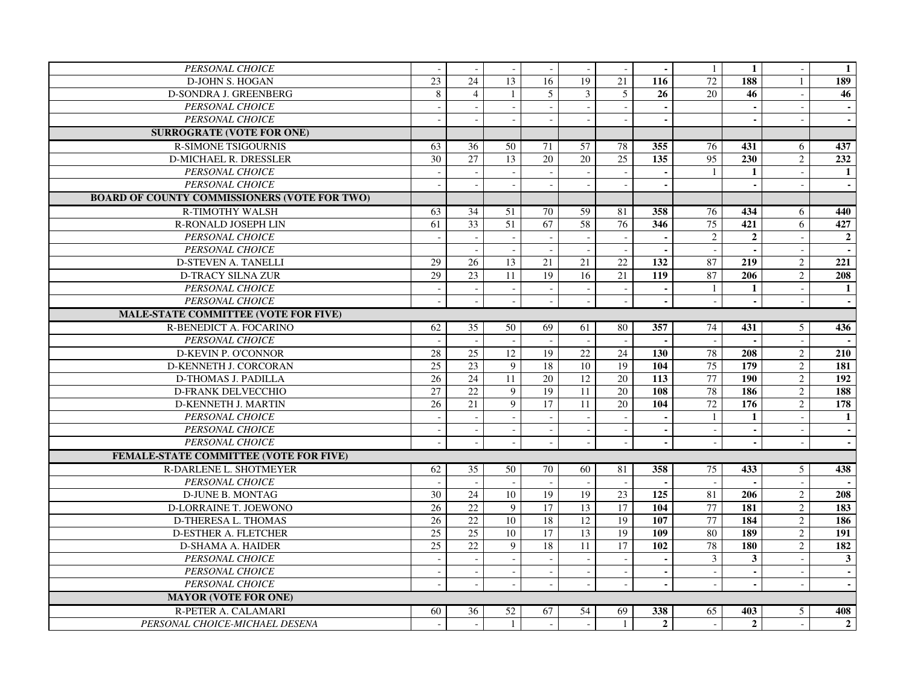| | | | | | | | | | | | |
|---|---|---|---|---|---|---|---|---|---|---|---|
| *PERSONAL CHOICE* | - | - | - | - | - | - | **-** | 1 | **1** | - | **1** |
| D-JOHN S. HOGAN | 23 | 24 | 13 | 16 | 19 | 21 | **116** | 72 | **188** | 1 | **189** |
| D-SONDRA J. GREENBERG | 8 | 4 | 1 | 5 | 3 | 5 | **26** | 20 | **46** | - | **46** |
| *PERSONAL CHOICE* | - | - | - | - | - | - | **-** | | **-** | - | **-** |
| *PERSONAL CHOICE* | - | - | - | - | - | - | **-** | | **-** | - | **-** |
| **SURROGRATE (VOTE FOR ONE)** | | | | | | | | | | | |
| R-SIMONE TSIGOURNIS | 63 | 36 | 50 | 71 | 57 | 78 | **355** | 76 | **431** | 6 | **437** |
| D-MICHAEL R. DRESSLER | 30 | 27 | 13 | 20 | 20 | 25 | **135** | 95 | **230** | 2 | **232** |
| *PERSONAL CHOICE* | - | - | - | - | - | - | **-** | 1 | **1** | - | **1** |
| *PERSONAL CHOICE* | - | - | - | - | - | - | **-** | | **-** | - | **-** |
| **BOARD OF COUNTY COMMISSIONERS (VOTE FOR TWO)** | | | | | | | | | | | |
| R-TIMOTHY WALSH | 63 | 34 | 51 | 70 | 59 | 81 | **358** | 76 | **434** | 6 | **440** |
| R-RONALD JOSEPH LIN | 61 | 33 | 51 | 67 | 58 | 76 | **346** | 75 | **421** | 6 | **427** |
| *PERSONAL CHOICE* | - | - | - | - | - | - | **-** | 2 | **2** | - | **2** |
| *PERSONAL CHOICE* | | - | - | - | - | - | **-** | - | **-** | - | **-** |
| D-STEVEN A. TANELLI | 29 | 26 | 13 | 21 | 21 | 22 | **132** | 87 | **219** | 2 | **221** |
| D-TRACY SILNA ZUR | 29 | 23 | 11 | 19 | 16 | 21 | **119** | 87 | **206** | 2 | **208** |
| *PERSONAL CHOICE* | - | - | - | - | - | - | **-** | 1 | **1** | - | **1** |
| *PERSONAL CHOICE* | - | - | - | - | - | - | **-** | - | **-** | - | **-** |
| **MALE-STATE COMMITTEE (VOTE FOR FIVE)** | | | | | | | | | | | |
| R-BENEDICT A. FOCARINO | 62 | 35 | 50 | 69 | 61 | 80 | **357** | 74 | **431** | 5 | **436** |
| *PERSONAL CHOICE* | - | - | - | - | - | - | **-** | - | **-** | - | **-** |
| D-KEVIN P. O'CONNOR | 28 | 25 | 12 | 19 | 22 | 24 | **130** | 78 | **208** | 2 | **210** |
| D-KENNETH J. CORCORAN | 25 | 23 | 9 | 18 | 10 | 19 | **104** | 75 | **179** | 2 | **181** |
| D-THOMAS J. PADILLA | 26 | 24 | 11 | 20 | 12 | 20 | **113** | 77 | **190** | 2 | **192** |
| D-FRANK DELVECCHIO | 27 | 22 | 9 | 19 | 11 | 20 | **108** | 78 | **186** | 2 | **188** |
| D-KENNETH J. MARTIN | 26 | 21 | 9 | 17 | 11 | 20 | **104** | 72 | **176** | 2 | **178** |
| *PERSONAL CHOICE* | - | - | - | - | - | - | **-** | 1 | **1** | - | **1** |
| *PERSONAL CHOICE* | - | - | - | - | - | - | **-** | - | **-** | - | **-** |
| *PERSONAL CHOICE* | - | - | - | - | - | - | **-** | - | **-** | - | **-** |
| **FEMALE-STATE COMMITTEE (VOTE FOR FIVE)** | | | | | | | | | | | |
| R-DARLENE L. SHOTMEYER | 62 | 35 | 50 | 70 | 60 | 81 | **358** | 75 | **433** | 5 | **438** |
| *PERSONAL CHOICE* | - | - | - | - | - | - | **-** | - | **-** | - | **-** |
| D-JUNE B. MONTAG | 30 | 24 | 10 | 19 | 19 | 23 | **125** | 81 | **206** | 2 | **208** |
| D-LORRAINE T. JOEWONO | 26 | 22 | 9 | 17 | 13 | 17 | **104** | 77 | **181** | 2 | **183** |
| D-THERESA L. THOMAS | 26 | 22 | 10 | 18 | 12 | 19 | **107** | 77 | **184** | 2 | **186** |
| D-ESTHER A. FLETCHER | 25 | 25 | 10 | 17 | 13 | 19 | **109** | 80 | **189** | 2 | **191** |
| D-SHAMA A. HAIDER | 25 | 22 | 9 | 18 | 11 | 17 | **102** | 78 | **180** | 2 | **182** |
| *PERSONAL CHOICE* | - | - | - | - | - | - | **-** | 3 | **3** | - | **3** |
| *PERSONAL CHOICE* | - | - | - | - | - | - | **-** | - | **-** | - | **-** |
| *PERSONAL CHOICE* | - | - | - | - | - | - | **-** | - | **-** | - | **-** |
| **MAYOR (VOTE FOR ONE)** | | | | | | | | | | | |
| R-PETER A. CALAMARI | 60 | 36 | 52 | 67 | 54 | 69 | **338** | 65 | **403** | 5 | **408** |
| *PERSONAL CHOICE-MICHAEL DESENA* | - | - | 1 | - | - | 1 | **2** | - | **2** | - | **2** |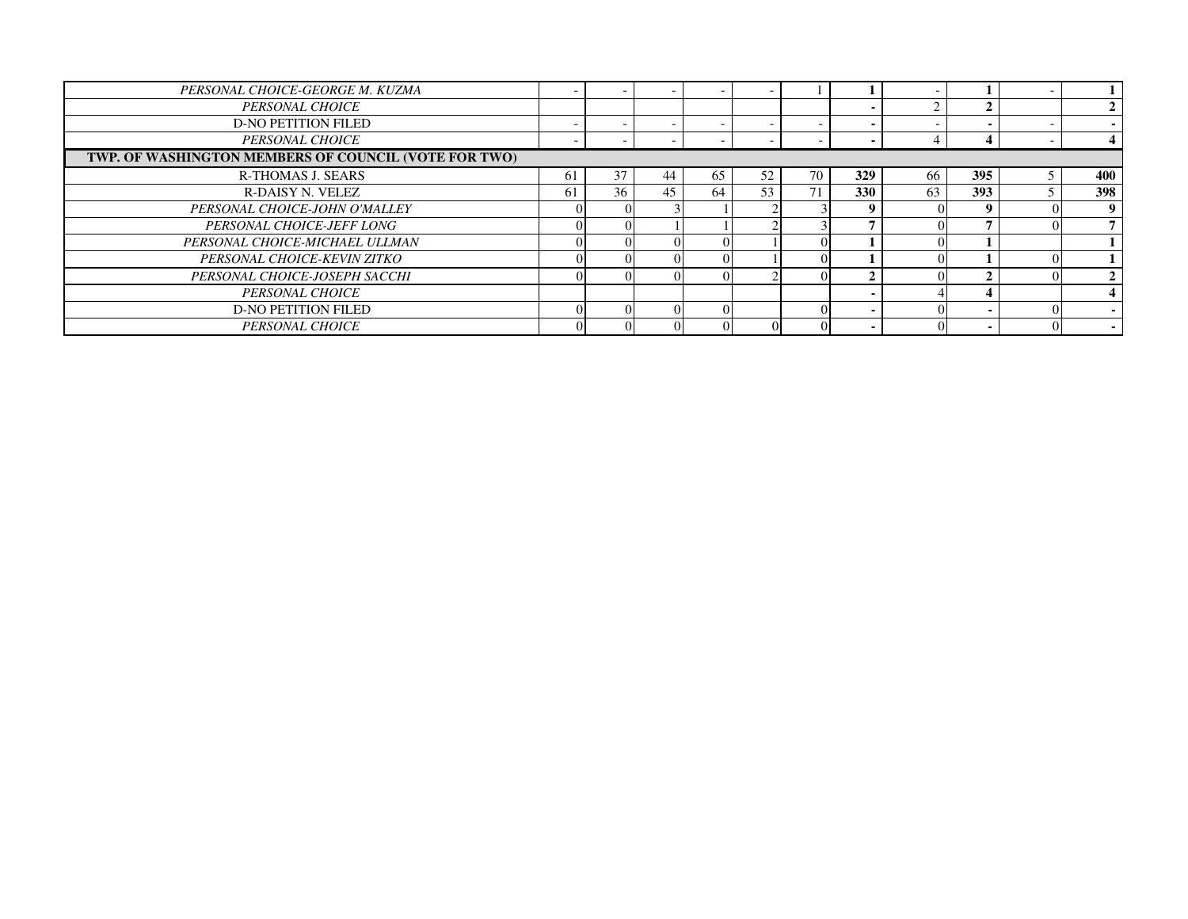| | | | | | | | | | | | |
|---|---|---|---|---|---|---|---|---|---|---|---|
| *PERSONAL CHOICE-GEORGE M. KUZMA* | - | - | - | - | - | 1 | **1** | - | **1** | - | **1** |
| *PERSONAL CHOICE* | | | | | | | **-** | 2 | **2** | | **2** |
| D-NO PETITION FILED | - | - | - | - | - | - | **-** | - | **-** | - | **-** |
| *PERSONAL CHOICE* | - | - | - | - | - | - | **-** | 4 | **4** | - | **4** |
| **TWP. OF WASHINGTON MEMBERS OF COUNCIL (VOTE FOR TWO)** | | | | | | | | | | | |
| R-THOMAS J. SEARS | 61 | 37 | 44 | 65 | 52 | 70 | **329** | 66 | **395** | 5 | **400** |
| R-DAISY N. VELEZ | 61 | 36 | 45 | 64 | 53 | 71 | **330** | 63 | **393** | 5 | **398** |
| *PERSONAL CHOICE-JOHN O'MALLEY* | 0 | 0 | 3 | 1 | 2 | 3 | **9** | 0 | **9** | 0 | **9** |
| *PERSONAL CHOICE-JEFF LONG* | 0 | 0 | 1 | 1 | 2 | 3 | **7** | 0 | **7** | 0 | **7** |
| *PERSONAL CHOICE-MICHAEL ULLMAN* | 0 | 0 | 0 | 0 | 1 | 0 | **1** | 0 | **1** | | **1** |
| *PERSONAL CHOICE-KEVIN ZITKO* | 0 | 0 | 0 | 0 | 1 | 0 | **1** | 0 | **1** | 0 | **1** |
| *PERSONAL CHOICE-JOSEPH SACCHI* | 0 | 0 | 0 | 0 | 2 | 0 | **2** | 0 | **2** | 0 | **2** |
| *PERSONAL CHOICE* | | | | | | | **-** | 4 | **4** | | **4** |
| D-NO PETITION FILED | 0 | 0 | 0 | 0 | | 0 | **-** | 0 | **-** | 0 | **-** |
| *PERSONAL CHOICE* | 0 | 0 | 0 | 0 | 0 | 0 | **-** | 0 | **-** | 0 | **-** |